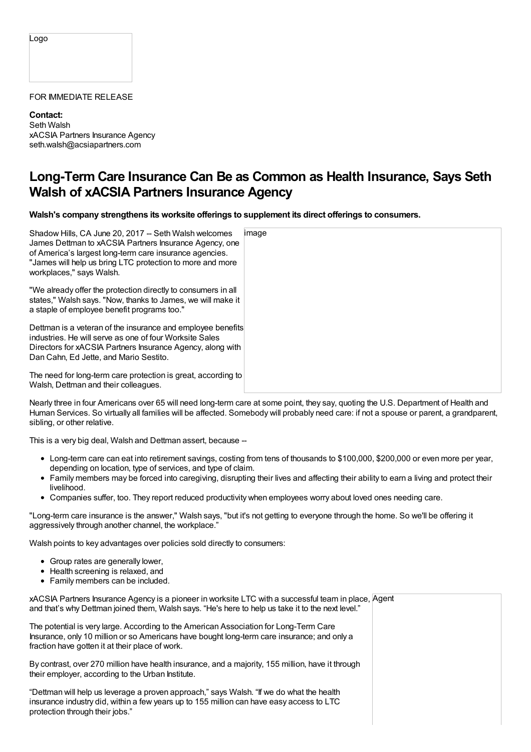Logo

FOR IMMEDIATE RELEASE

**Contact:**
Seth Walsh
xACSIA Partners Insurance Agency
seth.walsh@acsiapartners.com

# Long-Term Care Insurance Can Be as Common as Health Insurance, Says Seth Walsh of xACSIA Partners Insurance Agency

**Walsh's company strengthens its worksite offerings to supplement its direct offerings to consumers.**

Shadow Hills, CA June 20, 2017 -- Seth Walsh welcomes James Dettman to xACSIA Partners Insurance Agency, one of America's largest long-term care insurance agencies. "James will help us bring LTC protection to more and more workplaces," says Walsh.

"We already offer the protection directly to consumers in all states," Walsh says. "Now, thanks to James, we will make it a staple of employee benefit programs too."

Dettman is a veteran of the insurance and employee benefits industries. He will serve as one of four Worksite Sales Directors for xACSIA Partners Insurance Agency, along with Dan Cahn, Ed Jette, and Mario Sestito.

The need for long-term care protection is great, according to Walsh, Dettman and their colleagues.

Nearly three in four Americans over 65 will need long-term care at some point, they say, quoting the U.S. Department of Health and Human Services. So virtually all families will be affected. Somebody will probably need care: if not a spouse or parent, a grandparent, sibling, or other relative.

This is a very big deal, Walsh and Dettman assert, because --

- Long-term care can eat into retirement savings, costing from tens of thousands to $100,000, $200,000 or even more per year, depending on location, type of services, and type of claim.
- Family members may be forced into caregiving, disrupting their lives and affecting their ability to earn a living and protect their livelihood.
- Companies suffer, too. They report reduced productivity when employees worry about loved ones needing care.

"Long-term care insurance is the answer," Walsh says, "but it's not getting to everyone through the home. So we'll be offering it aggressively through another channel, the workplace."

Walsh points to key advantages over policies sold directly to consumers:

- Group rates are generally lower,
- Health screening is relaxed, and
- Family members can be included.

xACSIA Partners Insurance Agency is a pioneer in worksite LTC with a successful team in place, and that's why Dettman joined them, Walsh says. "He's here to help us take it to the next level."

The potential is very large. According to the American Association for Long-Term Care Insurance, only 10 million or so Americans have bought long-term care insurance; and only a fraction have gotten it at their place of work.

By contrast, over 270 million have health insurance, and a majority, 155 million, have it through their employer, according to the Urban Institute.

"Dettman will help us leverage a proven approach," says Walsh. "If we do what the health insurance industry did, within a few years up to 155 million can have easy access to LTC protection through their jobs."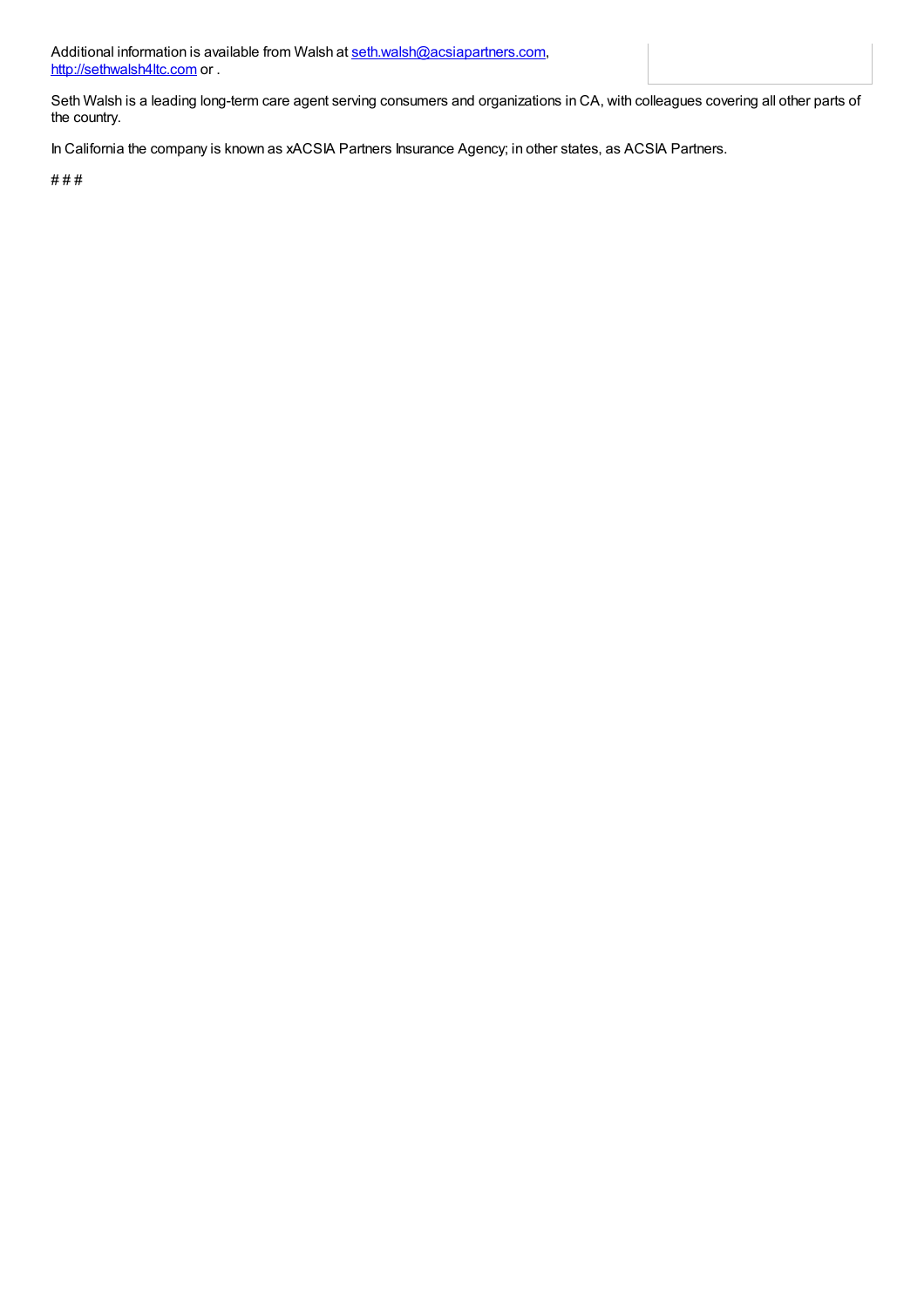Additional information is available from Walsh at seth.walsh@acsiapartners.com, http://sethwalsh4ltc.com or .

Seth Walsh is a leading long-term care agent serving consumers and organizations in CA, with colleagues covering all other parts of the country.

In California the company is known as xACSIA Partners Insurance Agency; in other states, as ACSIA Partners.

# # #